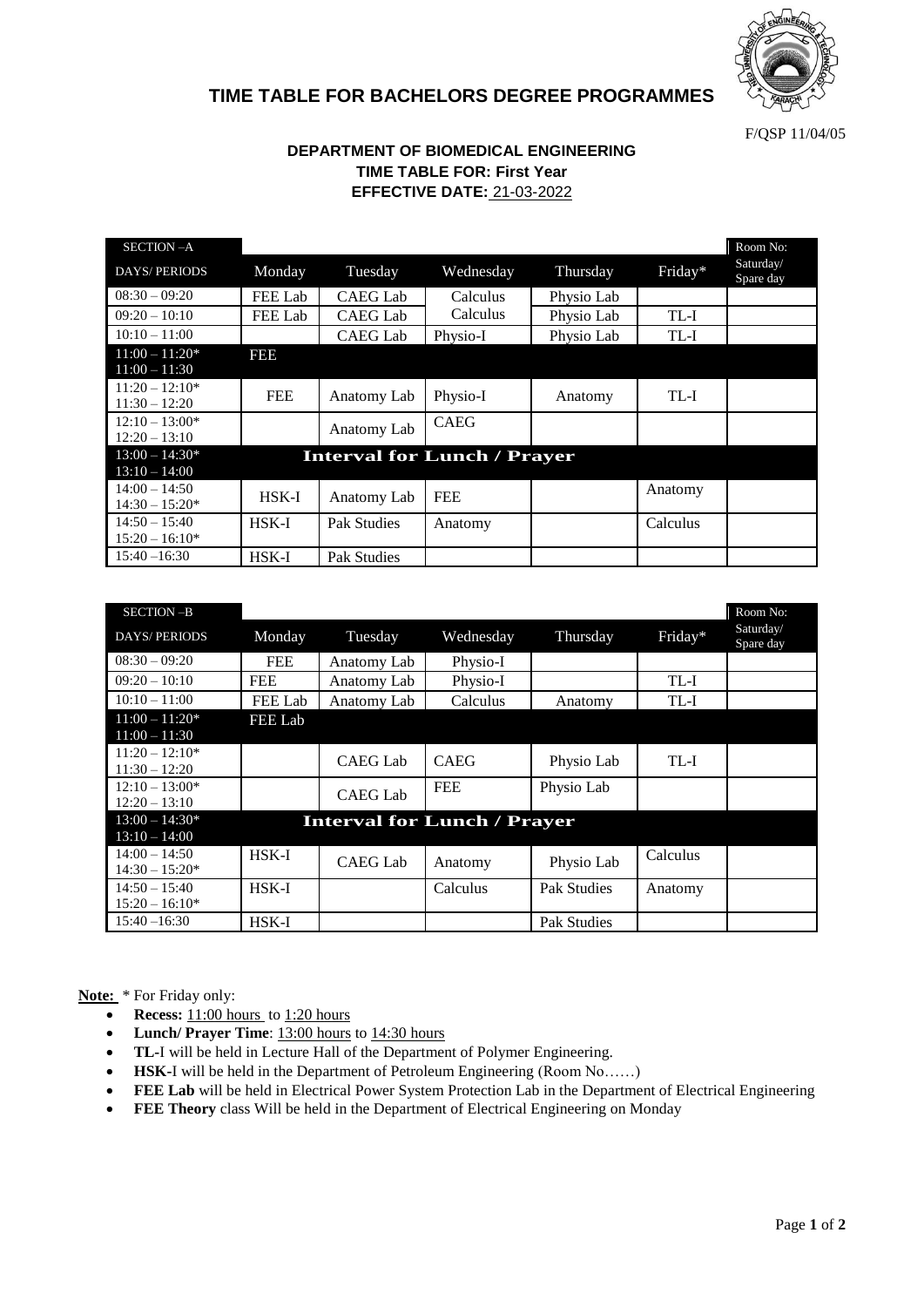# TIME TABLE FOR BACHELORS DEGREE PROGRAMMES

F/QSP 11/04/05

### DEPARTMENT OF BIOMEDICAL ENGINEERING
### TIME TABLE FOR: First Year
### EFFECTIVE DATE: 21-03-2022

| SECTION –A | | | | | | Room No: |
|---|---|---|---|---|---|---|
| DAYS/ PERIODS | Monday | Tuesday | Wednesday | Thursday | Friday* | Saturday/ Spare day |
| 08:30 – 09:20 | FEE Lab | CAEG Lab | Calculus | Physio Lab | | |
| 09:20 – 10:10 | FEE Lab | CAEG Lab | Calculus | Physio Lab | TL-I | |
| 10:10 – 11:00 | | CAEG Lab | Physio-I | Physio Lab | TL-I | |
| 11:00 – 11:20* 11:00 – 11:30 | FEE | | | | | |
| 11:20 – 12:10* 11:30 – 12:20 | FEE | Anatomy Lab | Physio-I | Anatomy | TL-I | |
| 12:10 – 13:00* 12:20 – 13:10 | | Anatomy Lab | CAEG | | | |
| 13:00 – 14:30* 13:10 – 14:00 | Interval for Lunch / Prayer | | | | | |
| 14:00 – 14:50 14:30 – 15:20* | HSK-I | Anatomy Lab | FEE | | Anatomy | |
| 14:50 – 15:40 15:20 – 16:10* | HSK-I | Pak Studies | Anatomy | | Calculus | |
| 15:40 –16:30 | HSK-I | Pak Studies | | | | |

| SECTION –B | | | | | | Room No: |
|---|---|---|---|---|---|---|
| DAYS/ PERIODS | Monday | Tuesday | Wednesday | Thursday | Friday* | Saturday/ Spare day |
| 08:30 – 09:20 | FEE | Anatomy Lab | Physio-I | | | |
| 09:20 – 10:10 | FEE | Anatomy Lab | Physio-I | | TL-I | |
| 10:10 – 11:00 | FEE Lab | Anatomy Lab | Calculus | Anatomy | TL-I | |
| 11:00 – 11:20* 11:00 – 11:30 | FEE Lab | | | | | |
| 11:20 – 12:10* 11:30 – 12:20 | | CAEG Lab | CAEG | Physio Lab | TL-I | |
| 12:10 – 13:00* 12:20 – 13:10 | | CAEG Lab | FEE | Physio Lab | | |
| 13:00 – 14:30* 13:10 – 14:00 | Interval for Lunch / Prayer | | | | | |
| 14:00 – 14:50 14:30 – 15:20* | HSK-I | CAEG Lab | Anatomy | Physio Lab | Calculus | |
| 14:50 – 15:40 15:20 – 16:10* | HSK-I | | Calculus | Pak Studies | Anatomy | |
| 15:40 –16:30 | HSK-I | | | Pak Studies | | |

**Note:** * For Friday only:

- **Recess:** 11:00 hours to 1:20 hours
- **Lunch/ Prayer Time**: 13:00 hours to 14:30 hours
- **TL**-I will be held in Lecture Hall of the Department of Polymer Engineering.
- **HSK**-I will be held in the Department of Petroleum Engineering (Room No……)
- **FEE Lab** will be held in Electrical Power System Protection Lab in the Department of Electrical Engineering
- **FEE Theory** class Will be held in the Department of Electrical Engineering on Monday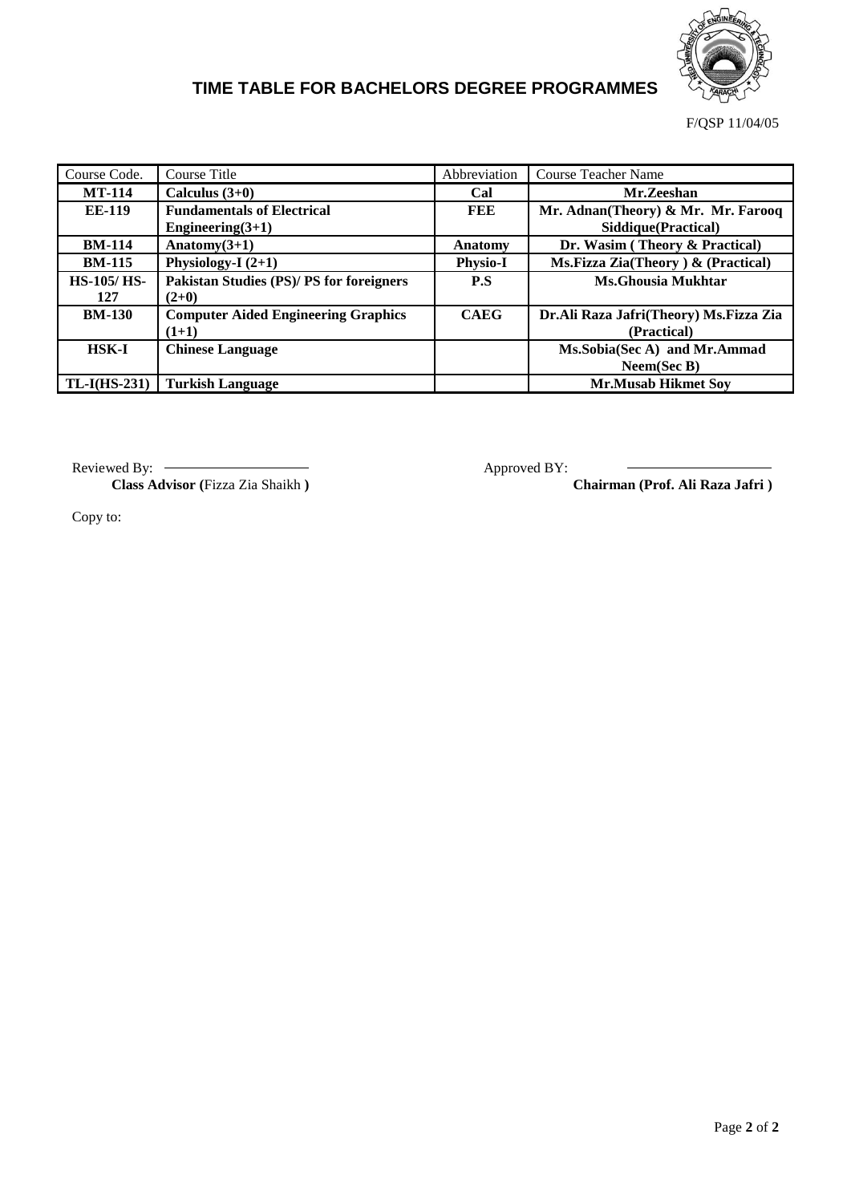# TIME TABLE FOR BACHELORS DEGREE PROGRAMMES

F/QSP 11/04/05

| Course Code. | Course Title | Abbreviation | Course Teacher Name |
|---|---|---|---|
| **MT-114** | **Calculus (3+0)** | **Cal** | **Mr.Zeeshan** |
| **EE-119** | **Fundamentals of Electrical Engineering(3+1)** | **FEE** | **Mr. Adnan(Theory) & Mr. Mr. Farooq Siddique(Practical)** |
| **BM-114** | **Anatomy(3+1)** | **Anatomy** | **Dr. Wasim ( Theory & Practical)** |
| **BM-115** | **Physiology-I (2+1)** | **Physio-I** | **Ms.Fizza Zia(Theory ) & (Practical)** |
| **HS-105/ HS-127** | **Pakistan Studies (PS)/ PS for foreigners (2+0)** | **P.S** | **Ms.Ghousia Mukhtar** |
| **BM-130** | **Computer Aided Engineering Graphics (1+1)** | **CAEG** | **Dr.Ali Raza Jafri(Theory) Ms.Fizza Zia (Practical)** |
| **HSK-I** | **Chinese Language** | | **Ms.Sobia(Sec A) and Mr.Ammad Neem(Sec B)** |
| **TL-I(HS-231)** | **Turkish Language** | | **Mr.Musab Hikmet Soy** |

Reviewed By: ____________________
**Class Advisor (**Fizza Zia Shaikh **)**

Approved BY: ____________________
**Chairman (Prof. Ali Raza Jafri )**

Copy to: